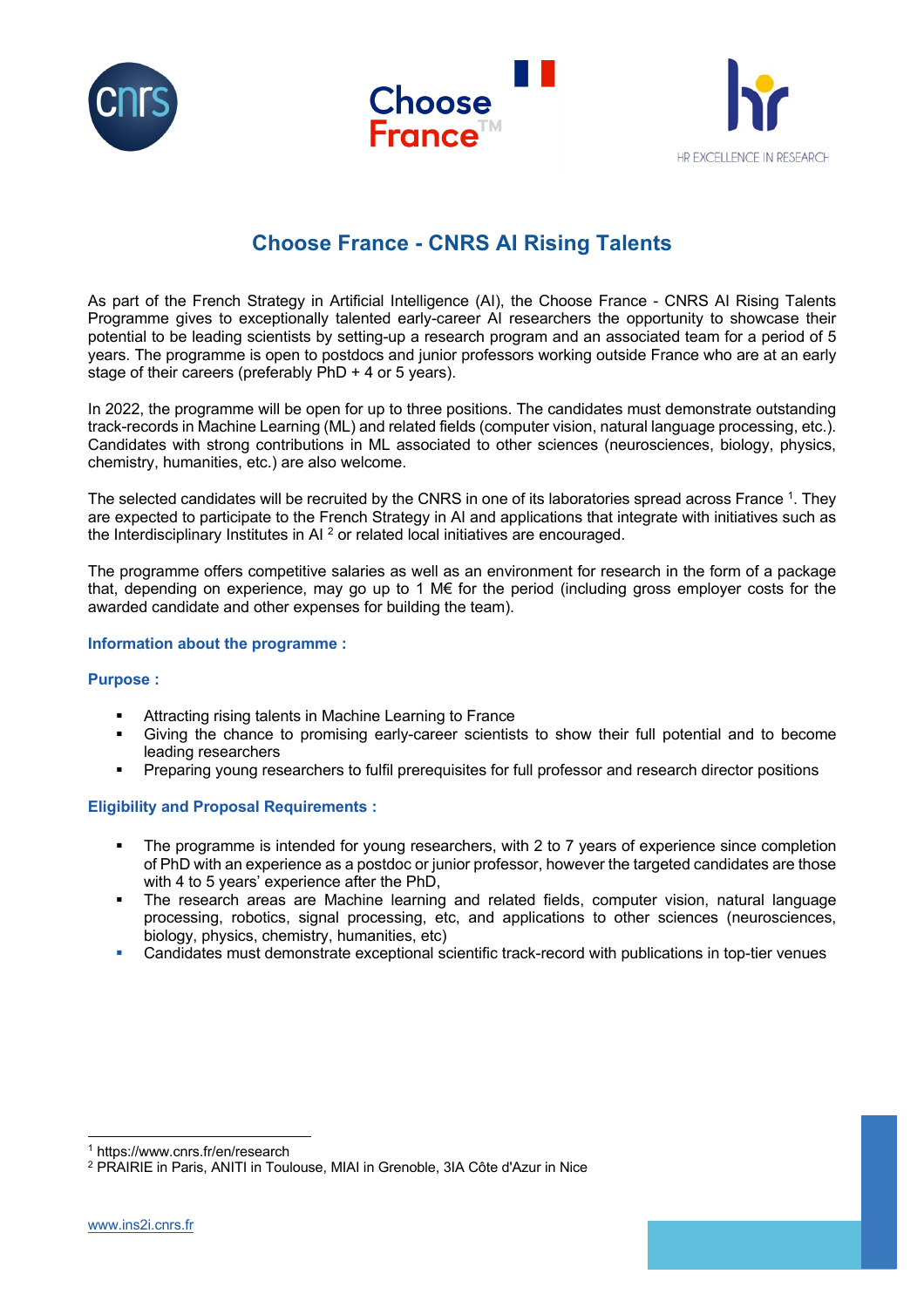# Choose France - CNRS AI Rising Talents

As part of the French Strategy in Artificial Intelligence (AI), the Choose France - CNRS AI Rising Talents Programme gives to exceptionally talented early-career AI researchers the opportunity to showcase their potential to be leading scientists by setting-up a research program and an associated team for a period of 5 years. The programme is open to postdocs and junior professors working outside France who are at an early stage of their careers (preferably PhD + 4 or 5 years).

In 2022, the programme will be open for up to three positions. The candidates must demonstrate outstanding track-records in Machine Learning (ML) and related fields (computer vision, natural language processing, etc.). Candidates with strong contributions in ML associated to other sciences (neurosciences, biology, physics, chemistry, humanities, etc.) are also welcome.

The selected candidates will be recruited by the CNRS in one of its laboratories spread across France [1]. They are expected to participate to the French Strategy in AI and applications that integrate with initiatives such as the Interdisciplinary Institutes in AI [2] or related local initiatives are encouraged.

The programme offers competitive salaries as well as an environment for research in the form of a package that, depending on experience, may go up to 1 M€ for the period (including gross employer costs for the awarded candidate and other expenses for building the team).

### Information about the programme :

### Purpose :

- Attracting rising talents in Machine Learning to France
- Giving the chance to promising early-career scientists to show their full potential and to become leading researchers
- Preparing young researchers to fulfil prerequisites for full professor and research director positions

### Eligibility and Proposal Requirements :

- The programme is intended for young researchers, with 2 to 7 years of experience since completion of PhD with an experience as a postdoc or junior professor, however the targeted candidates are those with 4 to 5 years' experience after the PhD,
- The research areas are Machine learning and related fields, computer vision, natural language processing, robotics, signal processing, etc, and applications to other sciences (neurosciences, biology, physics, chemistry, humanities, etc)
- Candidates must demonstrate exceptional scientific track-record with publications in top-tier venues

[1] https://www.cnrs.fr/en/research

[2] PRAIRIE in Paris, ANITI in Toulouse, MIAI in Grenoble, 3IA Côte d'Azur in Nice

www.ins2i.cnrs.fr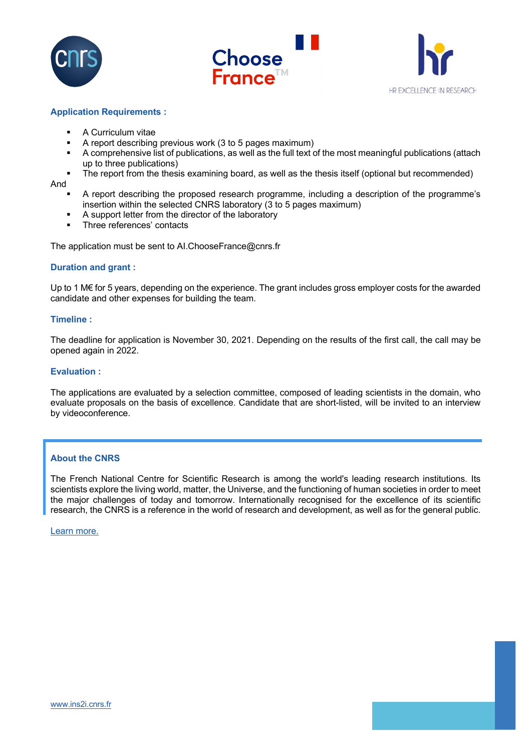## Application Requirements :

- A Curriculum vitae
- A report describing previous work (3 to 5 pages maximum)
- A comprehensive list of publications, as well as the full text of the most meaningful publications (attach up to three publications)
- The report from the thesis examining board, as well as the thesis itself (optional but recommended)

And

- A report describing the proposed research programme, including a description of the programme's insertion within the selected CNRS laboratory (3 to 5 pages maximum)
- A support letter from the director of the laboratory
- Three references' contacts

The application must be sent to AI.ChooseFrance@cnrs.fr

## Duration and grant :

Up to 1 M€ for 5 years, depending on the experience. The grant includes gross employer costs for the awarded candidate and other expenses for building the team.

## Timeline :

The deadline for application is November 30, 2021. Depending on the results of the first call, the call may be opened again in 2022.

## Evaluation :

The applications are evaluated by a selection committee, composed of leading scientists in the domain, who evaluate proposals on the basis of excellence. Candidate that are short-listed, will be invited to an interview by videoconference.

## About the CNRS

The French National Centre for Scientific Research is among the world's leading research institutions. Its scientists explore the living world, matter, the Universe, and the functioning of human societies in order to meet the major challenges of today and tomorrow. Internationally recognised for the excellence of its scientific research, the CNRS is a reference in the world of research and development, as well as for the general public.

Learn more.

www.ins2i.cnrs.fr